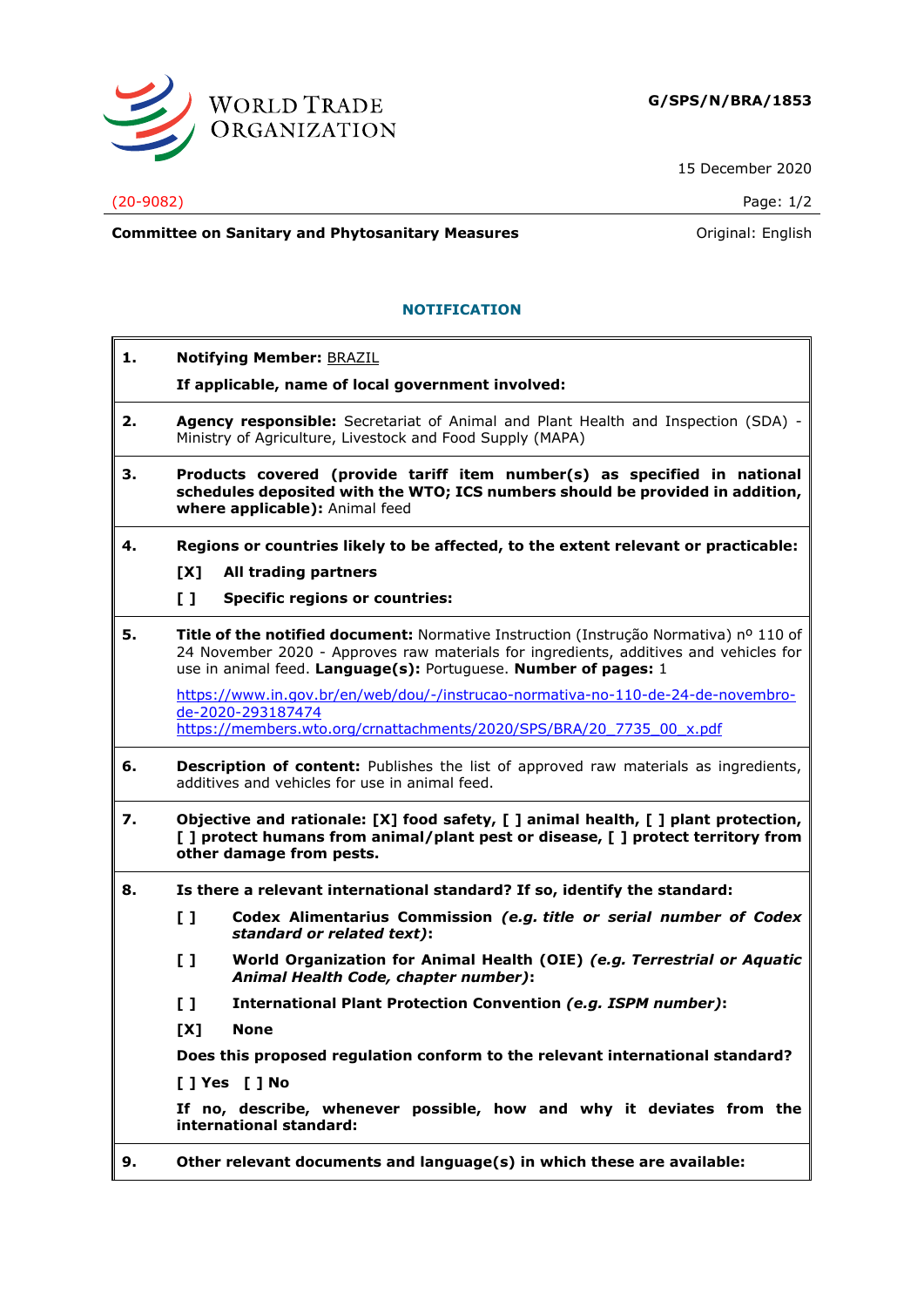**G/SPS/N/BRA/1853**

15 December 2020

(20-9082)

**Committee on Sanitary and Phytosanitary Measures**

Original: English

## NOTIFICATION

**1. Notifying Member:** BRAZIL

**If applicable, name of local government involved:**

**2. Agency responsible:** Secretariat of Animal and Plant Health and Inspection (SDA) - Ministry of Agriculture, Livestock and Food Supply (MAPA)

**3. Products covered (provide tariff item number(s) as specified in national schedules deposited with the WTO; ICS numbers should be provided in addition, where applicable):** Animal feed

**4. Regions or countries likely to be affected, to the extent relevant or practicable:**

**[X] All trading partners**

**[ ] Specific regions or countries:**

**5. Title of the notified document:** Normative Instruction (Instrução Normativa) nº 110 of 24 November 2020 - Approves raw materials for ingredients, additives and vehicles for use in animal feed. **Language(s):** Portuguese. **Number of pages:** 1

https://www.in.gov.br/en/web/dou/-/instrucao-normativa-no-110-de-24-de-novembro-de-2020-293187474
https://members.wto.org/crnattachments/2020/SPS/BRA/20_7735_00_x.pdf

**6. Description of content:** Publishes the list of approved raw materials as ingredients, additives and vehicles for use in animal feed.

**7. Objective and rationale: [X] food safety, [ ] animal health, [ ] plant protection, [ ] protect humans from animal/plant pest or disease, [ ] protect territory from other damage from pests.**

**8. Is there a relevant international standard? If so, identify the standard:**

**[ ] Codex Alimentarius Commission** ***(e.g. title or serial number of Codex standard or related text)*****:**

**[ ] World Organization for Animal Health (OIE)** ***(e.g. Terrestrial or Aquatic Animal Health Code, chapter number)*****:**

**[ ] International Plant Protection Convention** ***(e.g. ISPM number)*****:**

**[X] None**

**Does this proposed regulation conform to the relevant international standard?**

**[ ] Yes [ ] No**

**If no, describe, whenever possible, how and why it deviates from the international standard:**

**9. Other relevant documents and language(s) in which these are available:**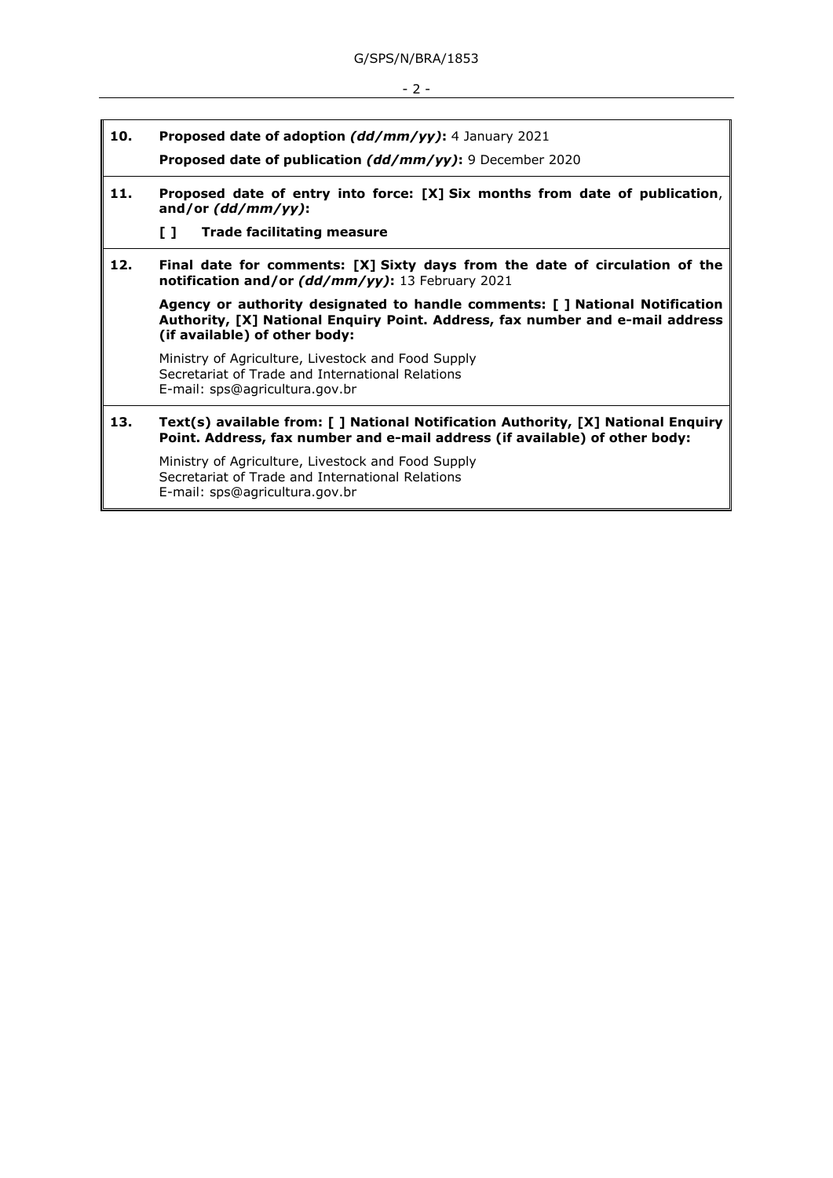**10. Proposed date of adoption *(dd/mm/yy)*:** 4 January 2021

**Proposed date of publication *(dd/mm/yy)*:** 9 December 2020

**11. Proposed date of entry into force: [X] Six months from date of publication, and/or *(dd/mm/yy)*:**

**[ ] Trade facilitating measure**

**12. Final date for comments: [X] Sixty days from the date of circulation of the notification and/or *(dd/mm/yy)*:** 13 February 2021

**Agency or authority designated to handle comments: [ ] National Notification Authority, [X] National Enquiry Point. Address, fax number and e-mail address (if available) of other body:**

Ministry of Agriculture, Livestock and Food Supply
Secretariat of Trade and International Relations
E-mail: sps@agricultura.gov.br

**13. Text(s) available from: [ ] National Notification Authority, [X] National Enquiry Point. Address, fax number and e-mail address (if available) of other body:**

Ministry of Agriculture, Livestock and Food Supply
Secretariat of Trade and International Relations
E-mail: sps@agricultura.gov.br